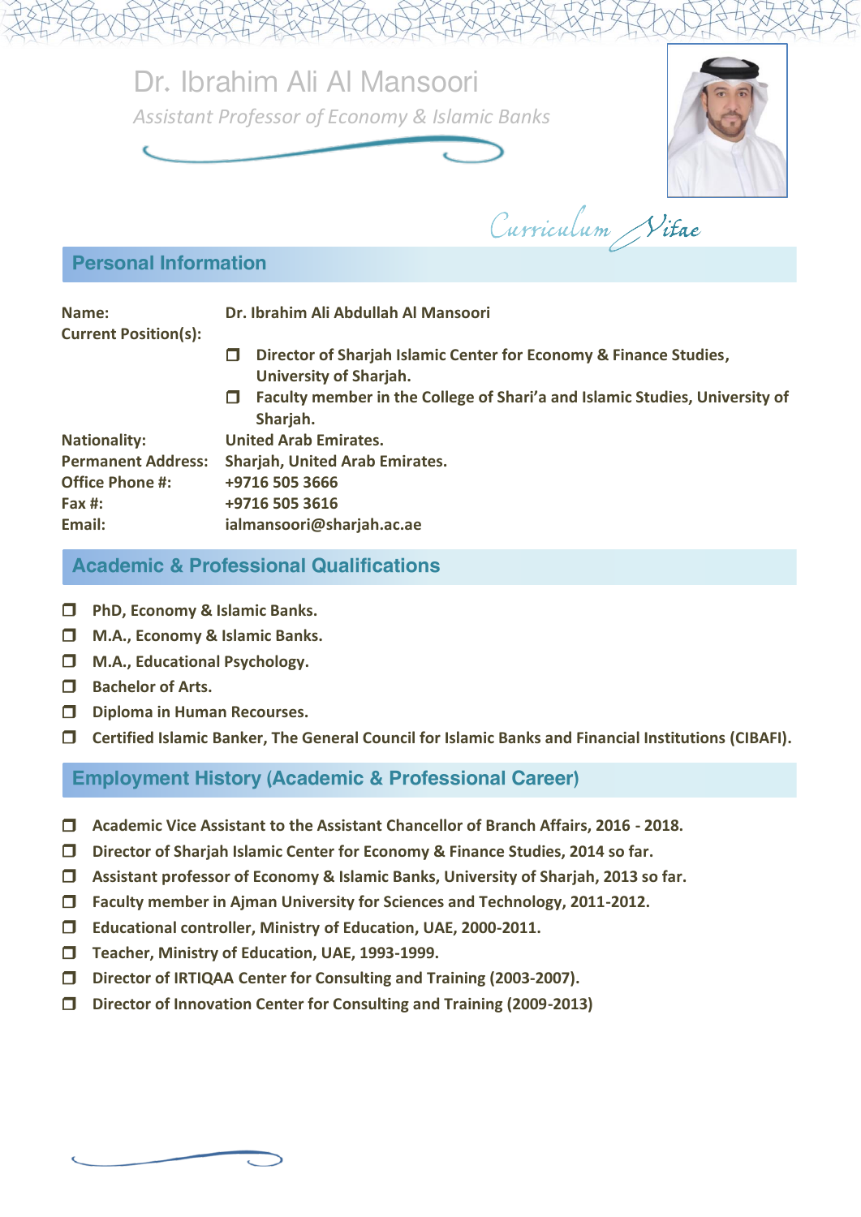# Dr. Ibrahim Ali Al Mansoori

*Assistant Professor of Economy & Islamic Banks*

*Curriculum Vitae*

## Personal Information

**Name:** Dr. Ibrahim Ali Abdullah Al Mansoori

**Current Position(s):**

- Director of Sharjah Islamic Center for Economy & Finance Studies, University of Sharjah.
- Faculty member in the College of Shari'a and Islamic Studies, University of Sharjah.

**Nationality:** United Arab Emirates.

**Permanent Address:** Sharjah, United Arab Emirates.

**Office Phone #:** +9716 505 3666

**Fax #:** +9716 505 3616

**Email:** ialmansoori@sharjah.ac.ae

## Academic & Professional Qualifications

- PhD, Economy & Islamic Banks.
- M.A., Economy & Islamic Banks.
- M.A., Educational Psychology.
- Bachelor of Arts.
- Diploma in Human Recourses.
- Certified Islamic Banker, The General Council for Islamic Banks and Financial Institutions (CIBAFI).

## Employment History (Academic & Professional Career)

- Academic Vice Assistant to the Assistant Chancellor of Branch Affairs, 2016 - 2018.
- Director of Sharjah Islamic Center for Economy & Finance Studies, 2014 so far.
- Assistant professor of Economy & Islamic Banks, University of Sharjah, 2013 so far.
- Faculty member in Ajman University for Sciences and Technology, 2011-2012.
- Educational controller, Ministry of Education, UAE, 2000-2011.
- Teacher, Ministry of Education, UAE, 1993-1999.
- Director of IRTIQAA Center for Consulting and Training (2003-2007).
- Director of Innovation Center for Consulting and Training (2009-2013)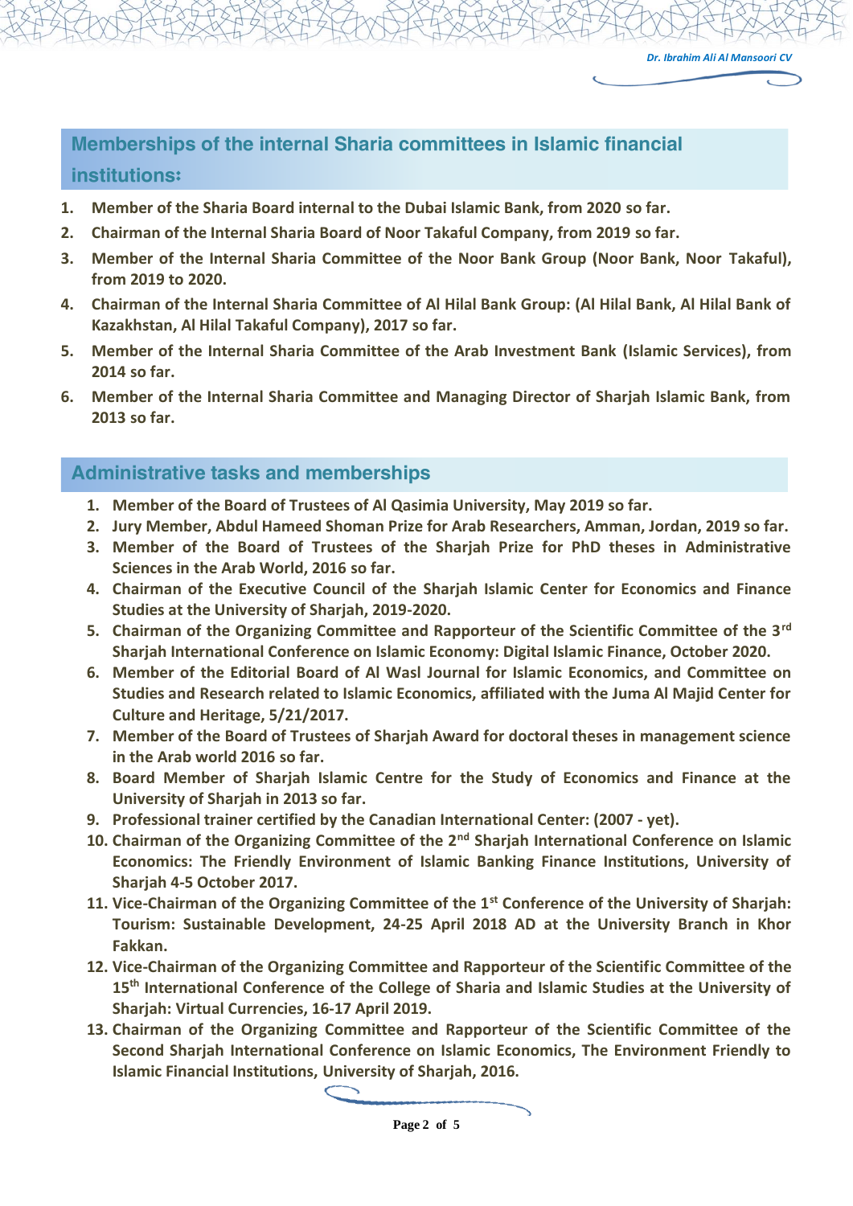## Memberships of the internal Sharia committees in Islamic financial institutions:

1. **Member of the Sharia Board internal to the Dubai Islamic Bank, from 2020 so far.**
2. **Chairman of the Internal Sharia Board of Noor Takaful Company, from 2019 so far.**
3. **Member of the Internal Sharia Committee of the Noor Bank Group (Noor Bank, Noor Takaful), from 2019 to 2020.**
4. **Chairman of the Internal Sharia Committee of Al Hilal Bank Group: (Al Hilal Bank, Al Hilal Bank of Kazakhstan, Al Hilal Takaful Company), 2017 so far.**
5. **Member of the Internal Sharia Committee of the Arab Investment Bank (Islamic Services), from 2014 so far.**
6. **Member of the Internal Sharia Committee and Managing Director of Sharjah Islamic Bank, from 2013 so far.**

## Administrative tasks and memberships

1. **Member of the Board of Trustees of Al Qasimia University, May 2019 so far.**
2. **Jury Member, Abdul Hameed Shoman Prize for Arab Researchers, Amman, Jordan, 2019 so far.**
3. **Member of the Board of Trustees of the Sharjah Prize for PhD theses in Administrative Sciences in the Arab World, 2016 so far.**
4. **Chairman of the Executive Council of the Sharjah Islamic Center for Economics and Finance Studies at the University of Sharjah, 2019-2020.**
5. **Chairman of the Organizing Committee and Rapporteur of the Scientific Committee of the 3rd Sharjah International Conference on Islamic Economy: Digital Islamic Finance, October 2020.**
6. **Member of the Editorial Board of Al Wasl Journal for Islamic Economics, and Committee on Studies and Research related to Islamic Economics, affiliated with the Juma Al Majid Center for Culture and Heritage, 5/21/2017.**
7. **Member of the Board of Trustees of Sharjah Award for doctoral theses in management science in the Arab world 2016 so far.**
8. **Board Member of Sharjah Islamic Centre for the Study of Economics and Finance at the University of Sharjah in 2013 so far.**
9. **Professional trainer certified by the Canadian International Center: (2007 - yet).**
10. **Chairman of the Organizing Committee of the 2nd Sharjah International Conference on Islamic Economics: The Friendly Environment of Islamic Banking Finance Institutions, University of Sharjah 4-5 October 2017.**
11. **Vice-Chairman of the Organizing Committee of the 1st Conference of the University of Sharjah: Tourism: Sustainable Development, 24-25 April 2018 AD at the University Branch in Khor Fakkan.**
12. **Vice-Chairman of the Organizing Committee and Rapporteur of the Scientific Committee of the 15th International Conference of the College of Sharia and Islamic Studies at the University of Sharjah: Virtual Currencies, 16-17 April 2019.**
13. **Chairman of the Organizing Committee and Rapporteur of the Scientific Committee of the Second Sharjah International Conference on Islamic Economics, The Environment Friendly to Islamic Financial Institutions, University of Sharjah, 2016.**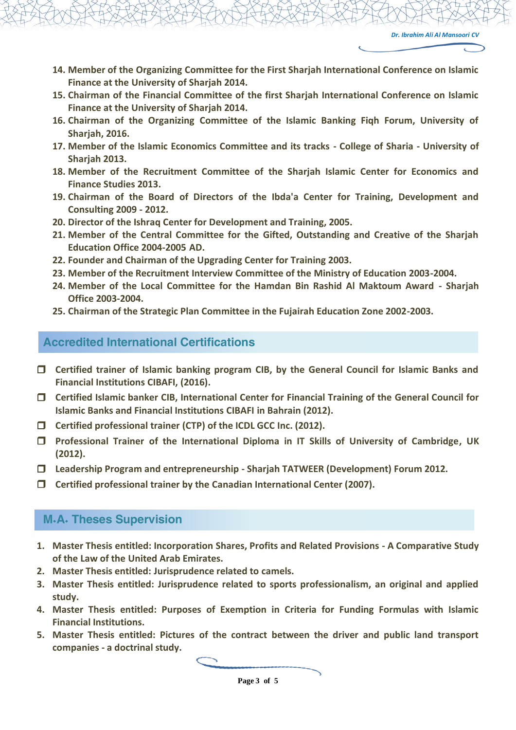14. **Member of the Organizing Committee for the First Sharjah International Conference on Islamic Finance at the University of Sharjah 2014.**
15. **Chairman of the Financial Committee of the first Sharjah International Conference on Islamic Finance at the University of Sharjah 2014.**
16. **Chairman of the Organizing Committee of the Islamic Banking Fiqh Forum, University of Sharjah, 2016.**
17. **Member of the Islamic Economics Committee and its tracks - College of Sharia - University of Sharjah 2013.**
18. **Member of the Recruitment Committee of the Sharjah Islamic Center for Economics and Finance Studies 2013.**
19. **Chairman of the Board of Directors of the Ibda'a Center for Training, Development and Consulting 2009 - 2012.**
20. **Director of the Ishraq Center for Development and Training, 2005.**
21. **Member of the Central Committee for the Gifted, Outstanding and Creative of the Sharjah Education Office 2004-2005 AD.**
22. **Founder and Chairman of the Upgrading Center for Training 2003.**
23. **Member of the Recruitment Interview Committee of the Ministry of Education 2003-2004.**
24. **Member of the Local Committee for the Hamdan Bin Rashid Al Maktoum Award - Sharjah Office 2003-2004.**
25. **Chairman of the Strategic Plan Committee in the Fujairah Education Zone 2002-2003.**

## Accredited International Certifications

- **Certified trainer of Islamic banking program CIB, by the General Council for Islamic Banks and Financial Institutions CIBAFI, (2016).**
- **Certified Islamic banker CIB, International Center for Financial Training of the General Council for Islamic Banks and Financial Institutions CIBAFI in Bahrain (2012).**
- **Certified professional trainer (CTP) of the ICDL GCC Inc. (2012).**
- **Professional Trainer of the International Diploma in IT Skills of University of Cambridge, UK (2012).**
- **Leadership Program and entrepreneurship - Sharjah TATWEER (Development) Forum 2012.**
- **Certified professional trainer by the Canadian International Center (2007).**

## M.A. Theses Supervision

1. **Master Thesis entitled: Incorporation Shares, Profits and Related Provisions - A Comparative Study of the Law of the United Arab Emirates.**
2. **Master Thesis entitled: Jurisprudence related to camels.**
3. **Master Thesis entitled: Jurisprudence related to sports professionalism, an original and applied study.**
4. **Master Thesis entitled: Purposes of Exemption in Criteria for Funding Formulas with Islamic Financial Institutions.**
5. **Master Thesis entitled: Pictures of the contract between the driver and public land transport companies - a doctrinal study.**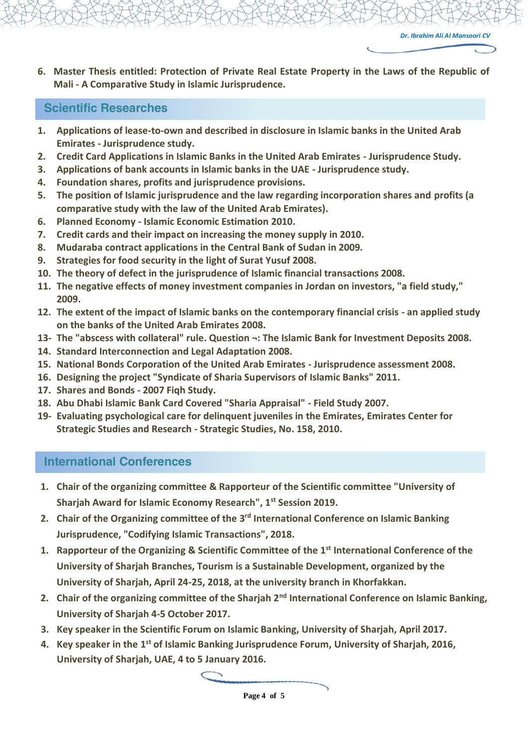6. **Master Thesis entitled: Protection of Private Real Estate Property in the Laws of the Republic of Mali - A Comparative Study in Islamic Jurisprudence.**

## Scientific Researches

1. **Applications of lease-to-own and described in disclosure in Islamic banks in the United Arab Emirates - Jurisprudence study.**
2. **Credit Card Applications in Islamic Banks in the United Arab Emirates - Jurisprudence Study.**
3. **Applications of bank accounts in Islamic banks in the UAE - Jurisprudence study.**
4. **Foundation shares, profits and jurisprudence provisions.**
5. **The position of Islamic jurisprudence and the law regarding incorporation shares and profits (a comparative study with the law of the United Arab Emirates).**
6. **Planned Economy - Islamic Economic Estimation 2010.**
7. **Credit cards and their impact on increasing the money supply in 2010.**
8. **Mudaraba contract applications in the Central Bank of Sudan in 2009.**
9. **Strategies for food security in the light of Surat Yusuf 2008.**
10. **The theory of defect in the jurisprudence of Islamic financial transactions 2008.**
11. **The negative effects of money investment companies in Jordan on investors, "a field study," 2009.**
12. **The extent of the impact of Islamic banks on the contemporary financial crisis - an applied study on the banks of the United Arab Emirates 2008.**
13. **The "abscess with collateral" rule. Question ¬: The Islamic Bank for Investment Deposits 2008.**
14. **Standard Interconnection and Legal Adaptation 2008.**
15. **National Bonds Corporation of the United Arab Emirates - Jurisprudence assessment 2008.**
16. **Designing the project "Syndicate of Sharia Supervisors of Islamic Banks" 2011.**
17. **Shares and Bonds - 2007 Fiqh Study.**
18. **Abu Dhabi Islamic Bank Card Covered "Sharia Appraisal" - Field Study 2007.**
19. **Evaluating psychological care for delinquent juveniles in the Emirates, Emirates Center for Strategic Studies and Research - Strategic Studies, No. 158, 2010.**

## International Conferences

1. **Chair of the organizing committee & Rapporteur of the Scientific committee "University of Sharjah Award for Islamic Economy Research", 1st Session 2019.**
2. **Chair of the Organizing committee of the 3rd International Conference on Islamic Banking Jurisprudence, "Codifying Islamic Transactions", 2018.**

1. **Rapporteur of the Organizing & Scientific Committee of the 1st International Conference of the University of Sharjah Branches, Tourism is a Sustainable Development, organized by the University of Sharjah, April 24-25, 2018, at the university branch in Khorfakkan.**
2. **Chair of the organizing committee of the Sharjah 2nd International Conference on Islamic Banking, University of Sharjah 4-5 October 2017.**
3. **Key speaker in the Scientific Forum on Islamic Banking, University of Sharjah, April 2017.**
4. **Key speaker in the 1st of Islamic Banking Jurisprudence Forum, University of Sharjah, 2016, University of Sharjah, UAE, 4 to 5 January 2016.**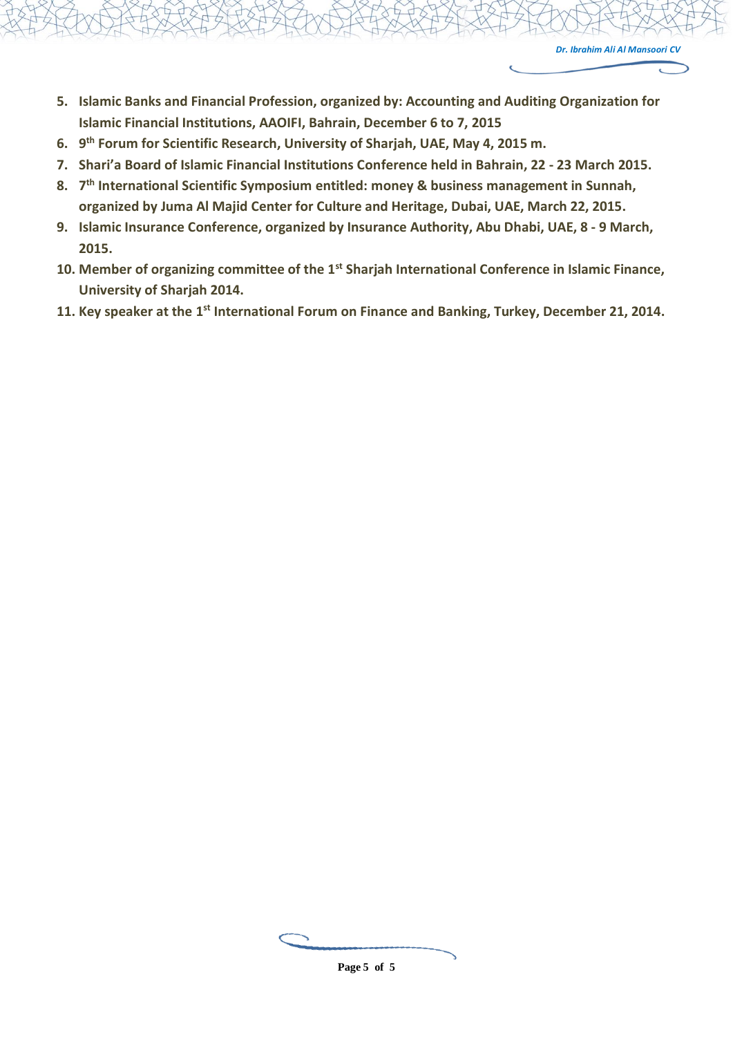5. **Islamic Banks and Financial Profession, organized by: Accounting and Auditing Organization for Islamic Financial Institutions, AAOIFI, Bahrain, December 6 to 7, 2015**
6. **9th Forum for Scientific Research, University of Sharjah, UAE, May 4, 2015 m.**
7. **Shari'a Board of Islamic Financial Institutions Conference held in Bahrain, 22 - 23 March 2015.**
8. **7th International Scientific Symposium entitled: money & business management in Sunnah, organized by Juma Al Majid Center for Culture and Heritage, Dubai, UAE, March 22, 2015.**
9. **Islamic Insurance Conference, organized by Insurance Authority, Abu Dhabi, UAE, 8 - 9 March, 2015.**
10. **Member of organizing committee of the 1st Sharjah International Conference in Islamic Finance, University of Sharjah 2014.**
11. **Key speaker at the 1st International Forum on Finance and Banking, Turkey, December 21, 2014.**